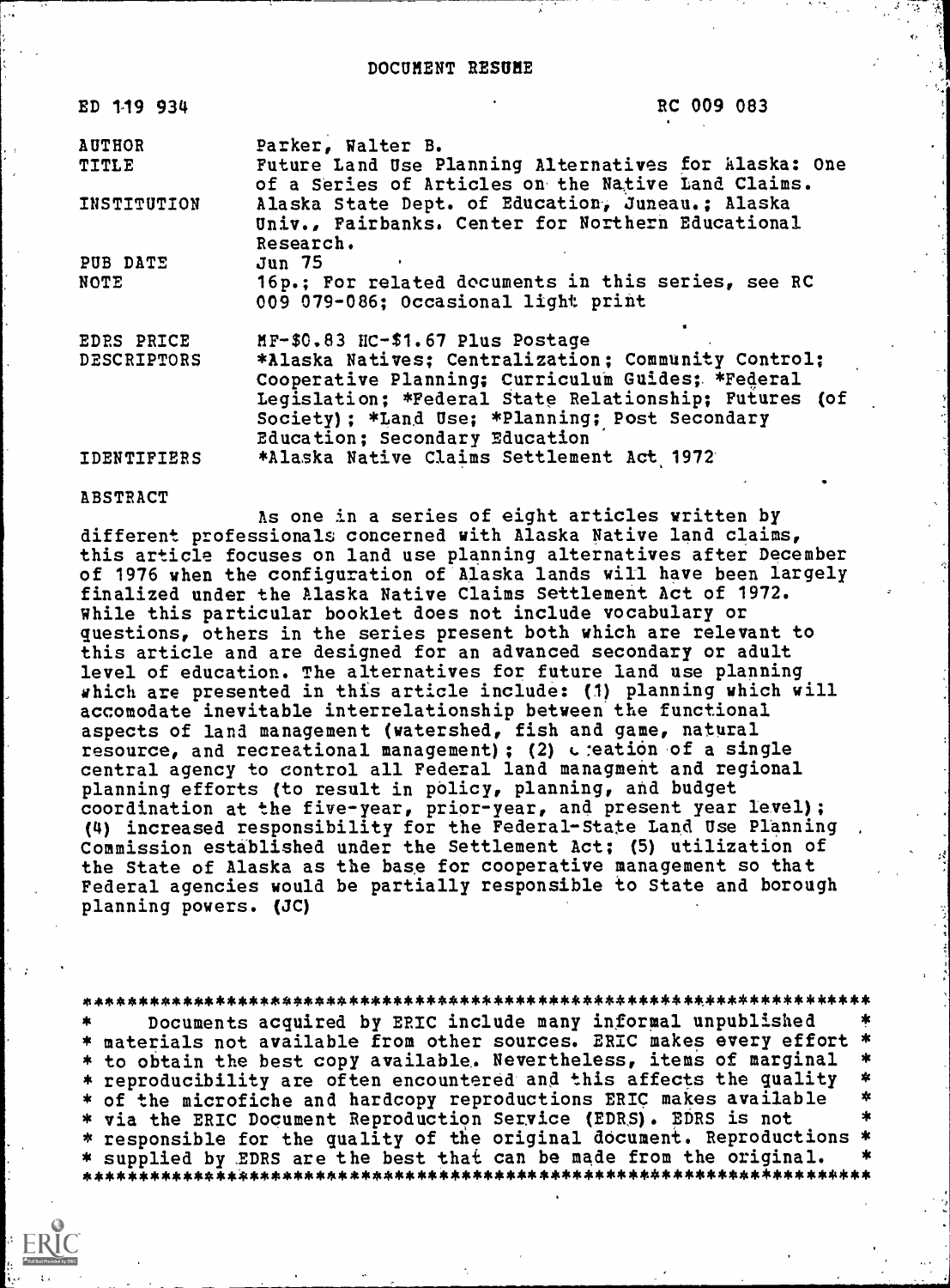# DOCUMENT RESUME

| | |
|---|---|
| ED 119 934 | RC 009 083 |
| AUTHOR | Parker, Walter B. |
| TITLE | Future Land Use Planning Alternatives for Alaska: One of a Series of Articles on the Native Land Claims. |
| INSTITUTION | Alaska State Dept. of Education, Juneau.; Alaska Univ., Fairbanks. Center for Northern Educational Research. |
| PUB DATE | Jun 75 |
| NOTE | 16p.; For related documents in this series, see RC 009 079-086; Occasional light print |
| EDRS PRICE | MF-$0.83 HC-$1.67 Plus Postage |
| DESCRIPTORS | *Alaska Natives; Centralization; Community Control; Cooperative Planning; Curriculum Guides; *Federal Legislation; *Federal State Relationship; Futures (of Society); *Land Use; *Planning; Post Secondary Education; Secondary Education |
| IDENTIFIERS | *Alaska Native Claims Settlement Act 1972 |

## ABSTRACT

As one in a series of eight articles written by different professionals concerned with Alaska Native land claims, this article focuses on land use planning alternatives after December of 1976 when the configuration of Alaska lands will have been largely finalized under the Alaska Native Claims Settlement Act of 1972. While this particular booklet does not include vocabulary or questions, others in the series present both which are relevant to this article and are designed for an advanced secondary or adult level of education. The alternatives for future land use planning which are presented in this article include: (1) planning which will accomodate inevitable interrelationship between the functional aspects of land management (watershed, fish and game, natural resource, and recreational management); (2) creation of a single central agency to control all Federal land managment and regional planning efforts (to result in policy, planning, and budget coordination at the five-year, prior-year, and present year level); (4) increased responsibility for the Federal-State Land Use Planning Commission established under the Settlement Act; (5) utilization of the State of Alaska as the base for cooperative management so that Federal agencies would be partially responsible to State and borough planning powers. (JC)

***********************************************************************
* Documents acquired by ERIC include many informal unpublished *
* materials not available from other sources. ERIC makes every effort *
* to obtain the best copy available. Nevertheless, items of marginal *
* reproducibility are often encountered and this affects the quality *
* of the microfiche and hardcopy reproductions ERIC makes available *
* via the ERIC Document Reproduction Service (EDRS). EDRS is not *
* responsible for the quality of the original document. Reproductions *
* supplied by EDRS are the best that can be made from the original. *
***********************************************************************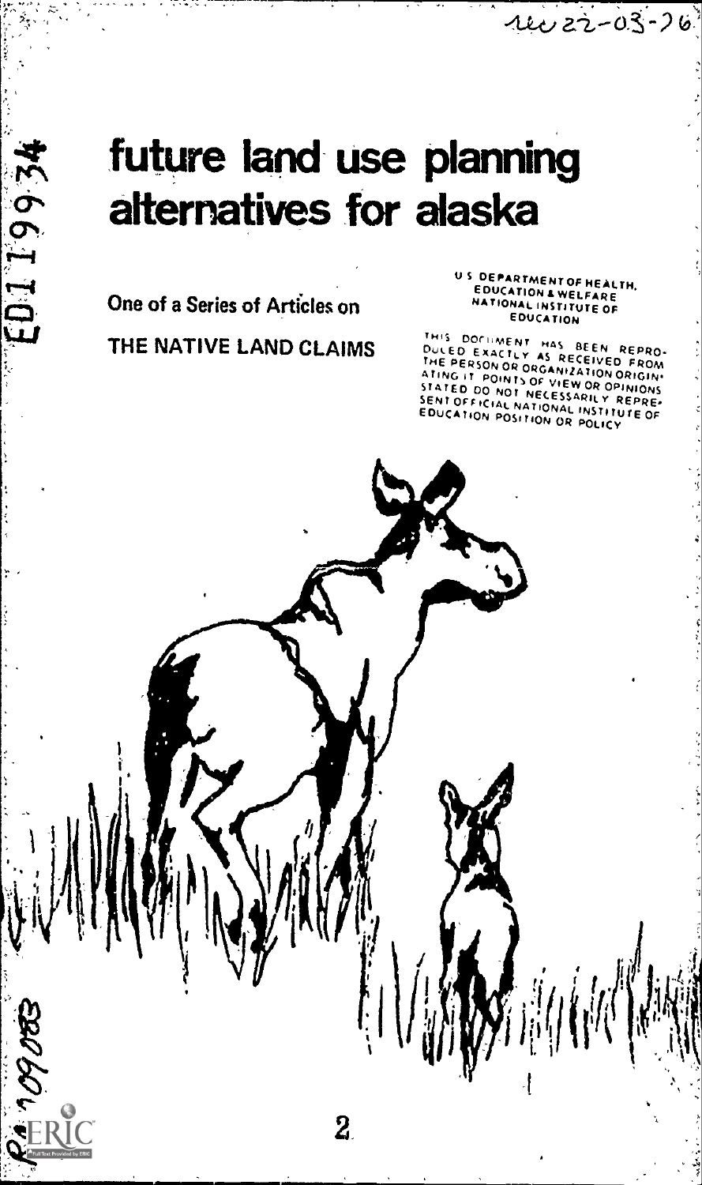# future land use planning alternatives for alaska

One of a Series of Articles on

THE NATIVE LAND CLAIMS

U S DEPARTMENT OF HEALTH, EDUCATION & WELFARE NATIONAL INSTITUTE OF EDUCATION

THIS DOCUMENT HAS BEEN REPRODUCED EXACTLY AS RECEIVED FROM THE PERSON OR ORGANIZATION ORIGINATING IT. POINTS OF VIEW OR OPINIONS STATED DO NOT NECESSARILY REPRESENT OFFICIAL NATIONAL INSTITUTE OF EDUCATION POSITION OR POLICY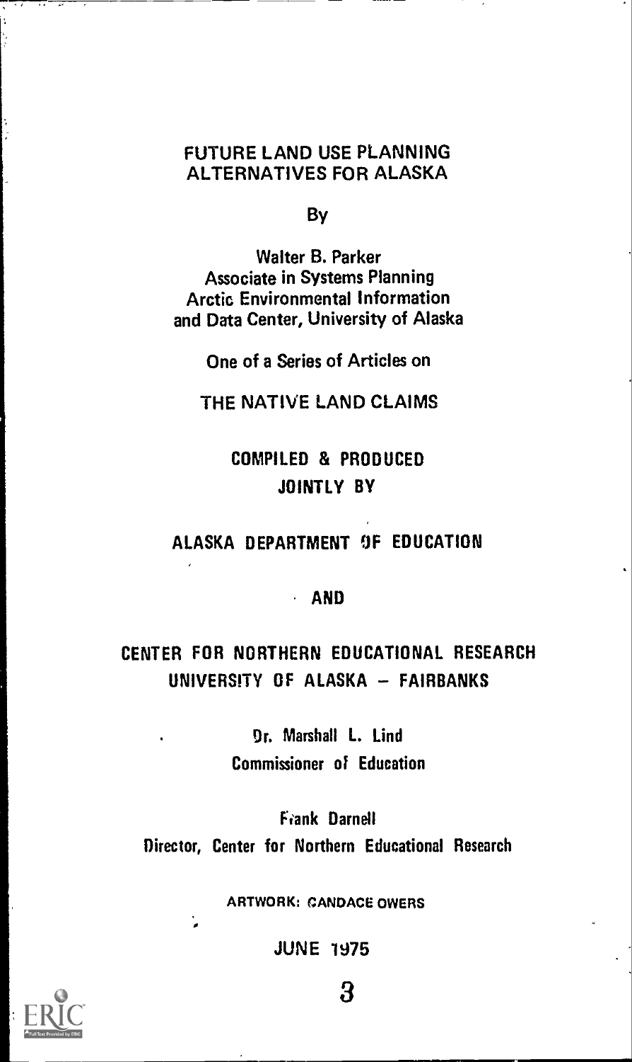# FUTURE LAND USE PLANNING ALTERNATIVES FOR ALASKA

By

Walter B. Parker
Associate in Systems Planning
Arctic Environmental Information and Data Center, University of Alaska

One of a Series of Articles on

THE NATIVE LAND CLAIMS

COMPILED & PRODUCED JOINTLY BY

ALASKA DEPARTMENT OF EDUCATION

AND

CENTER FOR NORTHERN EDUCATIONAL RESEARCH
UNIVERSITY OF ALASKA – FAIRBANKS

Dr. Marshall L. Lind
Commissioner of Education

Frank Darnell
Director, Center for Northern Educational Research

ARTWORK: CANDACE OWERS

JUNE 1975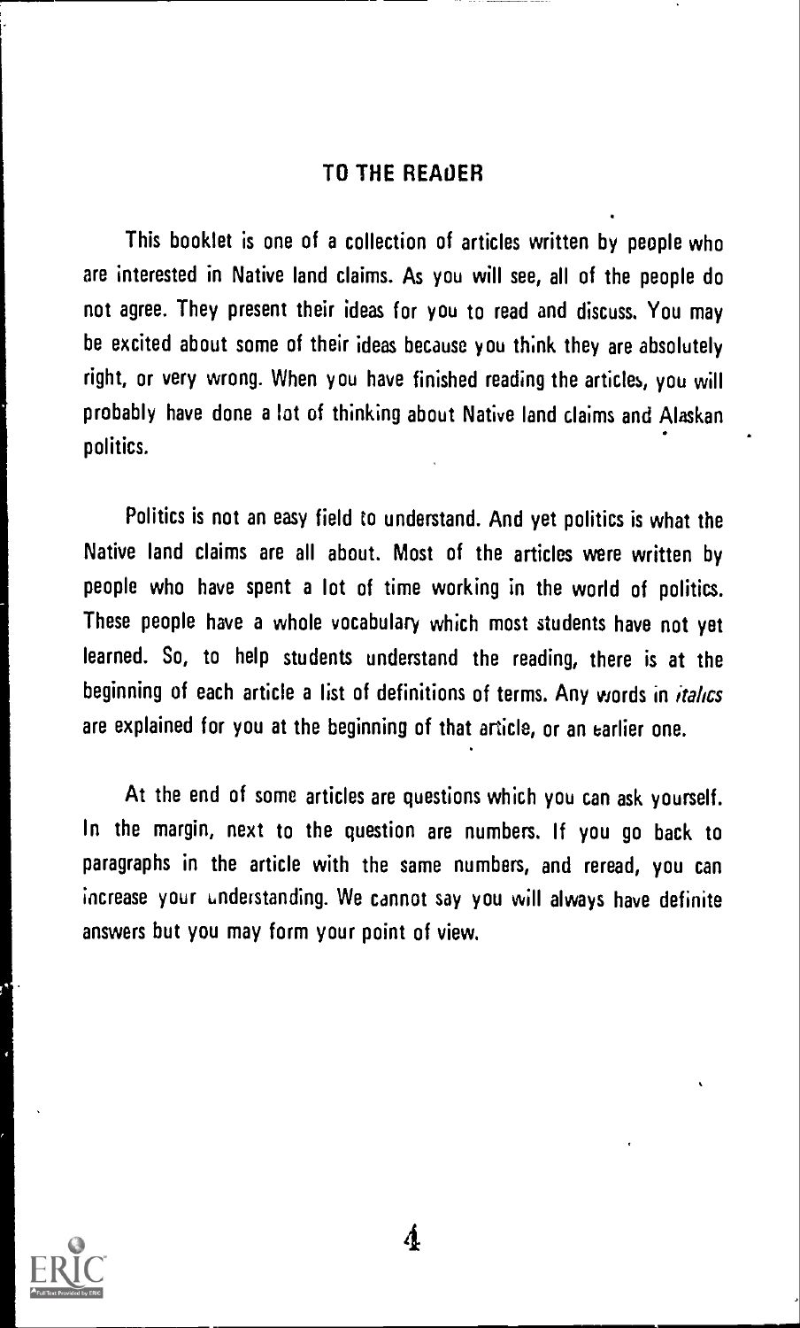## TO THE READER

This booklet is one of a collection of articles written by people who are interested in Native land claims. As you will see, all of the people do not agree. They present their ideas for you to read and discuss. You may be excited about some of their ideas because you think they are absolutely right, or very wrong. When you have finished reading the articles, you will probably have done a lot of thinking about Native land claims and Alaskan politics.

Politics is not an easy field to understand. And yet politics is what the Native land claims are all about. Most of the articles were written by people who have spent a lot of time working in the world of politics. These people have a whole vocabulary which most students have not yet learned. So, to help students understand the reading, there is at the beginning of each article a list of definitions of terms. Any words in *italics* are explained for you at the beginning of that article, or an earlier one.

At the end of some articles are questions which you can ask yourself. In the margin, next to the question are numbers. If you go back to paragraphs in the article with the same numbers, and reread, you can increase your understanding. We cannot say you will always have definite answers but you may form your point of view.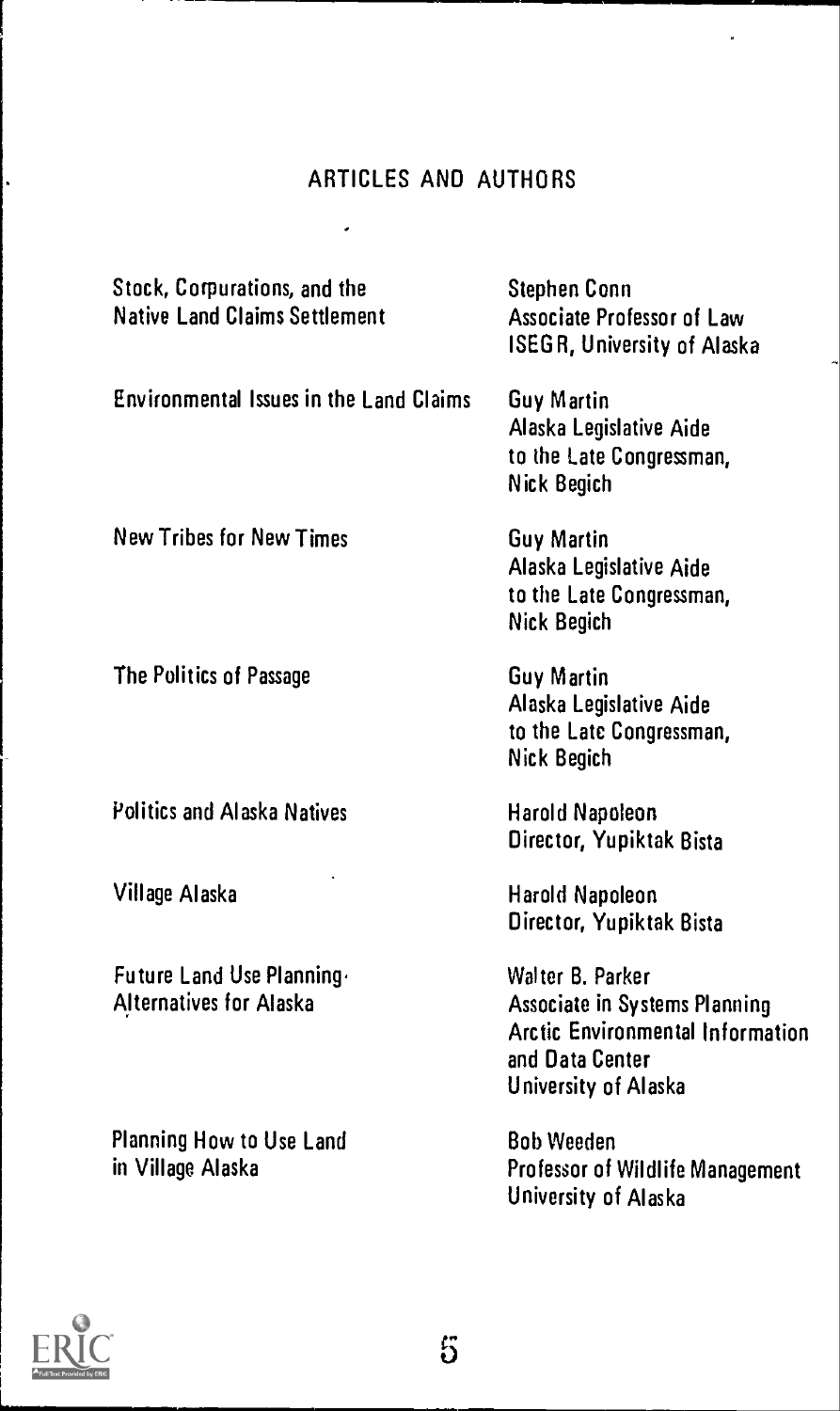## ARTICLES AND AUTHORS

| Article | Author |
| --- | --- |
| Stock, Corpurations, and the Native Land Claims Settlement | Stephen Conn<br>Associate Professor of Law<br>ISEGR, University of Alaska |
| Environmental Issues in the Land Claims | Guy Martin<br>Alaska Legislative Aide to the Late Congressman, Nick Begich |
| New Tribes for New Times | Guy Martin<br>Alaska Legislative Aide to the Late Congressman, Nick Begich |
| The Politics of Passage | Guy Martin<br>Alaska Legislative Aide to the Late Congressman, Nick Begich |
| Politics and Alaska Natives | Harold Napoleon<br>Director, Yupiktak Bista |
| Village Alaska | Harold Napoleon<br>Director, Yupiktak Bista |
| Future Land Use Planning-Alternatives for Alaska | Walter B. Parker<br>Associate in Systems Planning<br>Arctic Environmental Information and Data Center<br>University of Alaska |
| Planning How to Use Land in Village Alaska | Bob Weeden<br>Professor of Wildlife Management<br>University of Alaska |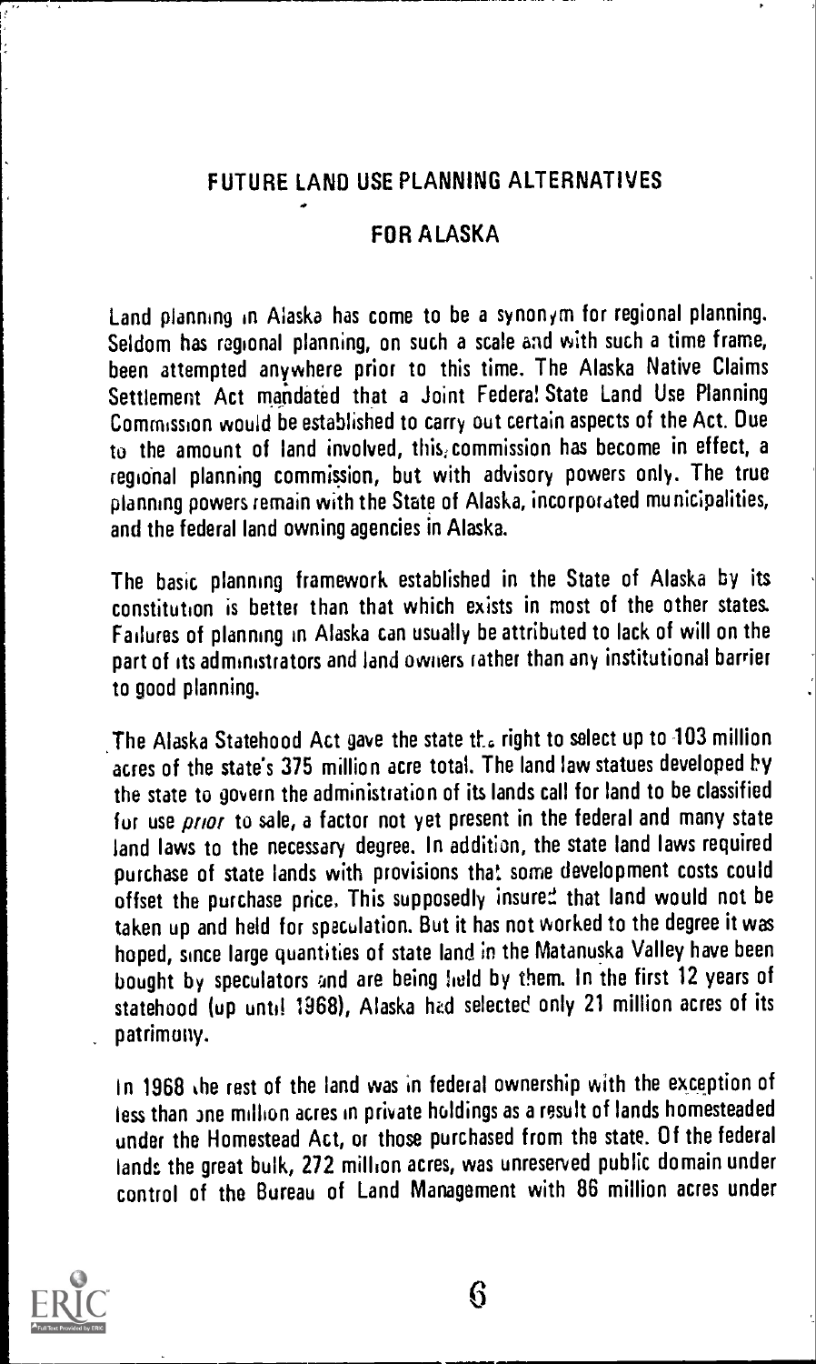## FUTURE LAND USE PLANNING ALTERNATIVES

## FOR ALASKA

Land planning in Alaska has come to be a synonym for regional planning. Seldom has regional planning, on such a scale and with such a time frame, been attempted anywhere prior to this time. The Alaska Native Claims Settlement Act mandated that a Joint Federal State Land Use Planning Commission would be established to carry out certain aspects of the Act. Due to the amount of land involved, this commission has become in effect, a regional planning commission, but with advisory powers only. The true planning powers remain with the State of Alaska, incorporated municipalities, and the federal land owning agencies in Alaska.

The basic planning framework established in the State of Alaska by its constitution is better than that which exists in most of the other states. Failures of planning in Alaska can usually be attributed to lack of will on the part of its administrators and land owners rather than any institutional barrier to good planning.

The Alaska Statehood Act gave the state the right to select up to 103 million acres of the state's 375 million acre total. The land law statues developed by the state to govern the administration of its lands call for land to be classified for use *prior* to sale, a factor not yet present in the federal and many state land laws to the necessary degree. In addition, the state land laws required purchase of state lands with provisions that some development costs could offset the purchase price. This supposedly insured that land would not be taken up and held for speculation. But it has not worked to the degree it was hoped, since large quantities of state land in the Matanuska Valley have been bought by speculators and are being held by them. In the first 12 years of statehood (up until 1968), Alaska had selected only 21 million acres of its patrimony.

In 1968 the rest of the land was in federal ownership with the exception of less than one million acres in private holdings as a result of lands homesteaded under the Homestead Act, or those purchased from the state. Of the federal lands the great bulk, 272 million acres, was unreserved public domain under control of the Bureau of Land Management with 86 million acres under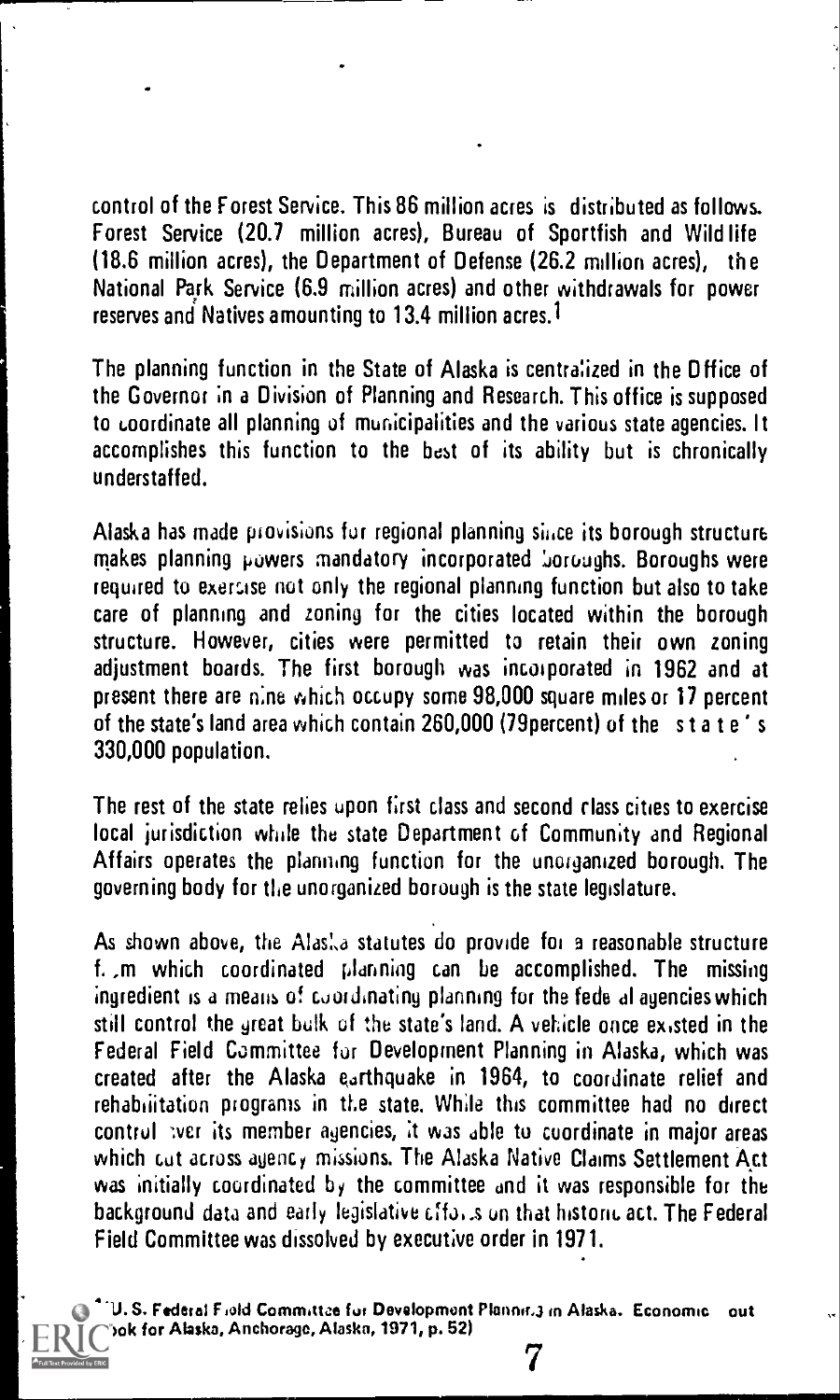control of the Forest Service. This 86 million acres is distributed as follows. Forest Service (20.7 million acres), Bureau of Sportfish and Wildlife (18.6 million acres), the Department of Defense (26.2 million acres), the National Park Service (6.9 million acres) and other withdrawals for power reserves and Natives amounting to 13.4 million acres.[1]

The planning function in the State of Alaska is centralized in the Office of the Governor in a Division of Planning and Research. This office is supposed to coordinate all planning of municipalities and the various state agencies. It accomplishes this function to the best of its ability but is chronically understaffed.

Alaska has made provisions for regional planning since its borough structure makes planning powers mandatory incorporated boroughs. Boroughs were required to exercise not only the regional planning function but also to take care of planning and zoning for the cities located within the borough structure. However, cities were permitted to retain their own zoning adjustment boards. The first borough was incorporated in 1962 and at present there are nine which occupy some 98,000 square miles or 17 percent of the state's land area which contain 260,000 (79percent) of the state's 330,000 population.

The rest of the state relies upon first class and second class cities to exercise local jurisdiction while the state Department of Community and Regional Affairs operates the planning function for the unorganized borough. The governing body for the unorganized borough is the state legislature.

As shown above, the Alaska statutes do provide for a reasonable structure from which coordinated planning can be accomplished. The missing ingredient is a means of coordinating planning for the federal agencies which still control the great bulk of the state's land. A vehicle once existed in the Federal Field Committee for Development Planning in Alaska, which was created after the Alaska earthquake in 1964, to coordinate relief and rehabilitation programs in the state. While this committee had no direct control over its member agencies, it was able to coordinate in major areas which cut across agency missions. The Alaska Native Claims Settlement Act was initially coordinated by the committee and it was responsible for the background data and early legislative efforts on that historic act. The Federal Field Committee was dissolved by executive order in 1971.

[1] U. S. Federal Field Committee for Development Planning in Alaska. Economic Outlook for Alaska, Anchorage, Alaska, 1971, p. 52)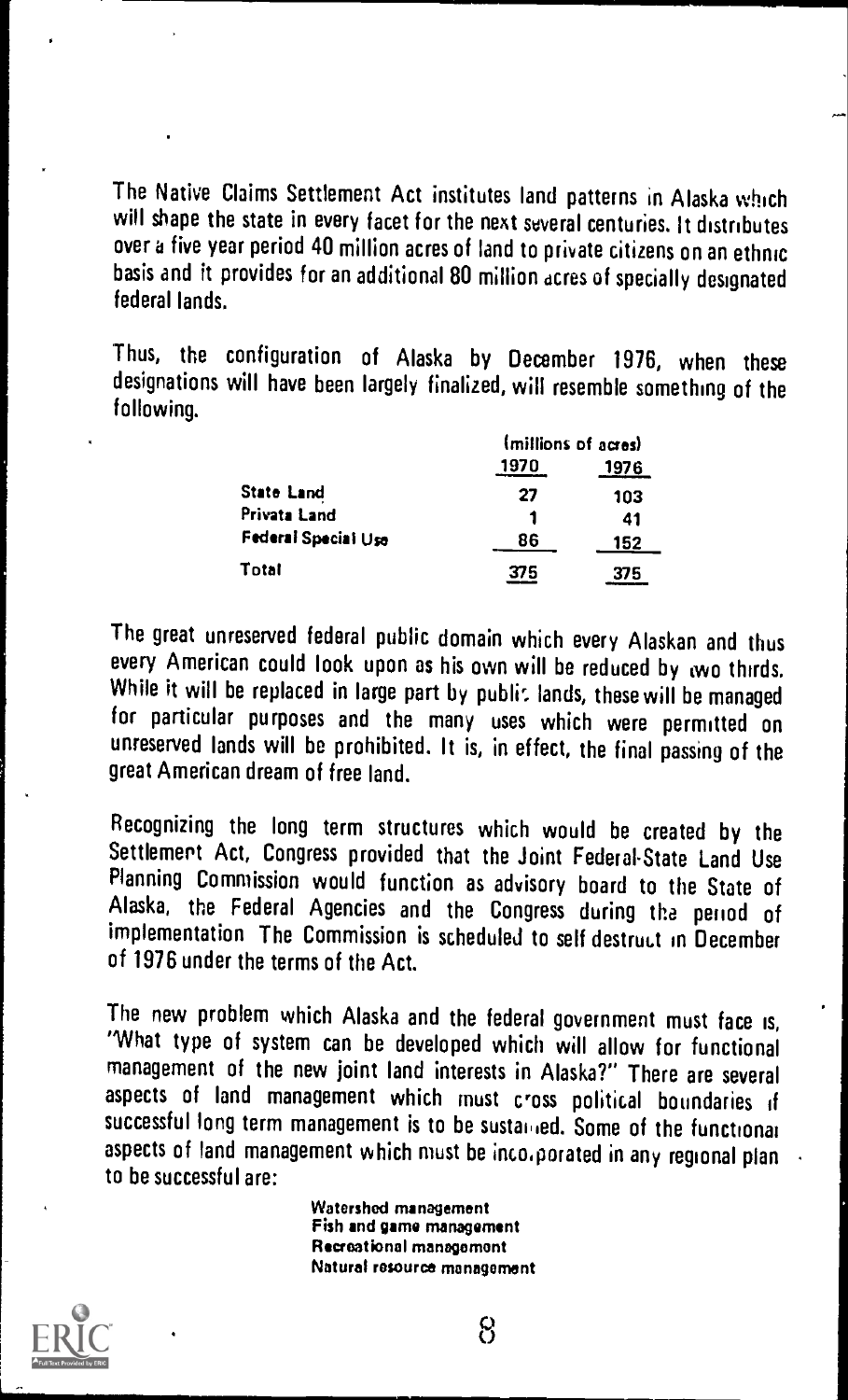The Native Claims Settlement Act institutes land patterns in Alaska which will shape the state in every facet for the next several centuries. It distributes over a five year period 40 million acres of land to private citizens on an ethnic basis and it provides for an additional 80 million acres of specially designated federal lands.

Thus, the configuration of Alaska by December 1976, when these designations will have been largely finalized, will resemble something of the following.

| | (millions of acres) | |
|---|---|---|
| | 1970 | 1976 |
| State Land | 27 | 103 |
| Private Land | 1 | 41 |
| Federal Special Use | 86 | 152 |
| Total | 375 | 375 |

The great unreserved federal public domain which every Alaskan and thus every American could look upon as his own will be reduced by two thirds. While it will be replaced in large part by public lands, these will be managed for particular purposes and the many uses which were permitted on unreserved lands will be prohibited. It is, in effect, the final passing of the great American dream of free land.

Recognizing the long term structures which would be created by the Settlement Act, Congress provided that the Joint Federal-State Land Use Planning Commission would function as advisory board to the State of Alaska, the Federal Agencies and the Congress during the period of implementation The Commission is scheduled to self destruct in December of 1976 under the terms of the Act.

The new problem which Alaska and the federal government must face is, "What type of system can be developed which will allow for functional management of the new joint land interests in Alaska?" There are several aspects of land management which must cross political boundaries if successful long term management is to be sustained. Some of the functional aspects of land management which must be incorporated in any regional plan to be successful are:

- Watershed management
- Fish and game management
- Recreational management
- Natural resource management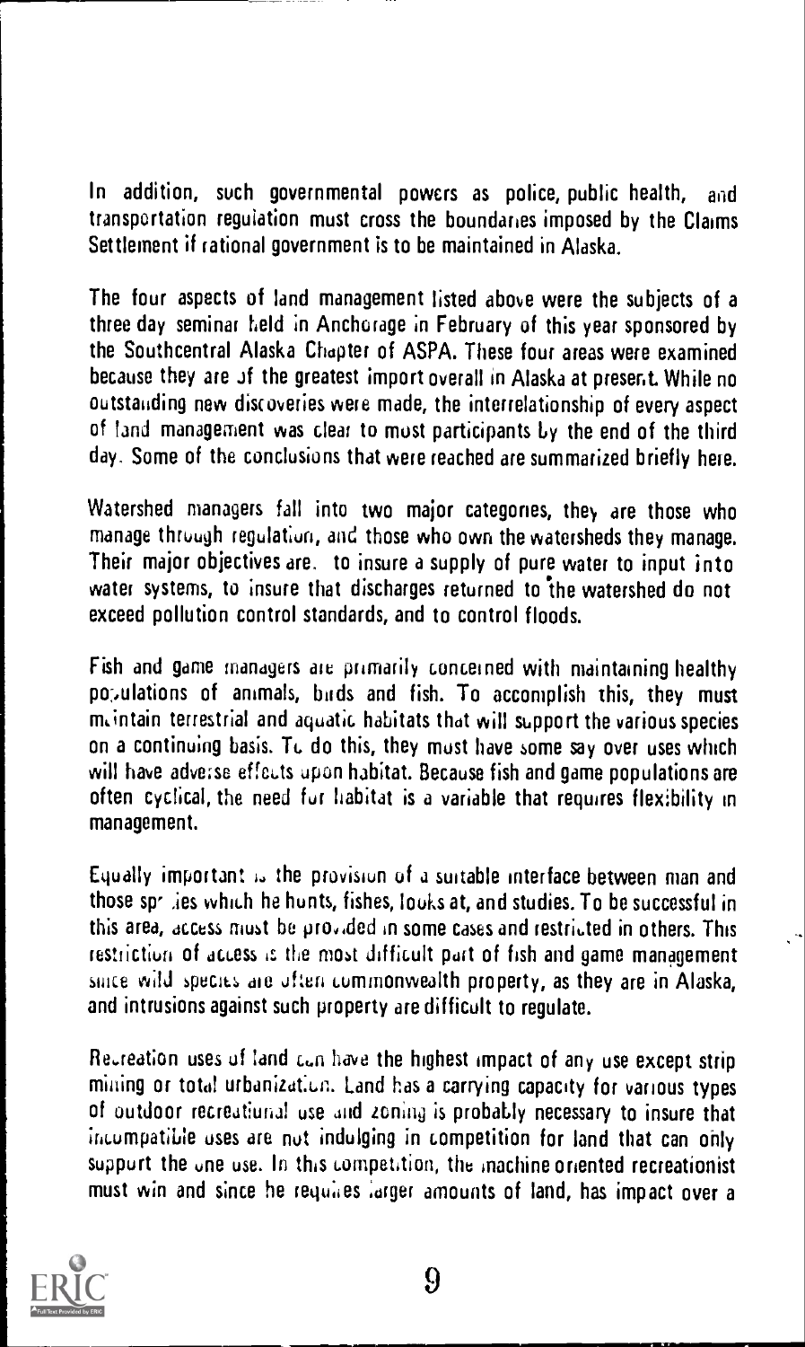In addition, such governmental powers as police, public health, and transportation regulation must cross the boundaries imposed by the Claims Settlement if rational government is to be maintained in Alaska.

The four aspects of land management listed above were the subjects of a three day seminar held in Anchorage in February of this year sponsored by the Southcentral Alaska Chapter of ASPA. These four areas were examined because they are of the greatest import overall in Alaska at present. While no outstanding new discoveries were made, the interrelationship of every aspect of land management was clear to most participants by the end of the third day. Some of the conclusions that were reached are summarized briefly here.

Watershed managers fall into two major categories, they are those who manage through regulation, and those who own the watersheds they manage. Their major objectives are: to insure a supply of pure water to input into water systems, to insure that discharges returned to the watershed do not exceed pollution control standards, and to control floods.

Fish and game managers are primarily concerned with maintaining healthy populations of animals, birds and fish. To accomplish this, they must maintain terrestrial and aquatic habitats that will support the various species on a continuing basis. To do this, they must have some say over uses which will have adverse effects upon habitat. Because fish and game populations are often cyclical, the need for habitat is a variable that requires flexibility in management.

Equally important is the provision of a suitable interface between man and those species which he hunts, fishes, looks at, and studies. To be successful in this area, access must be provided in some cases and restricted in others. This restriction of access is the most difficult part of fish and game management since wild species are often commonwealth property, as they are in Alaska, and intrusions against such property are difficult to regulate.

Recreation uses of land can have the highest impact of any use except strip mining or total urbanization. Land has a carrying capacity for various types of outdoor recreational use and zoning is probably necessary to insure that incompatible uses are not indulging in competition for land that can only support the one use. In this competition, the machine oriented recreationist must win and since he requires larger amounts of land, has impact over a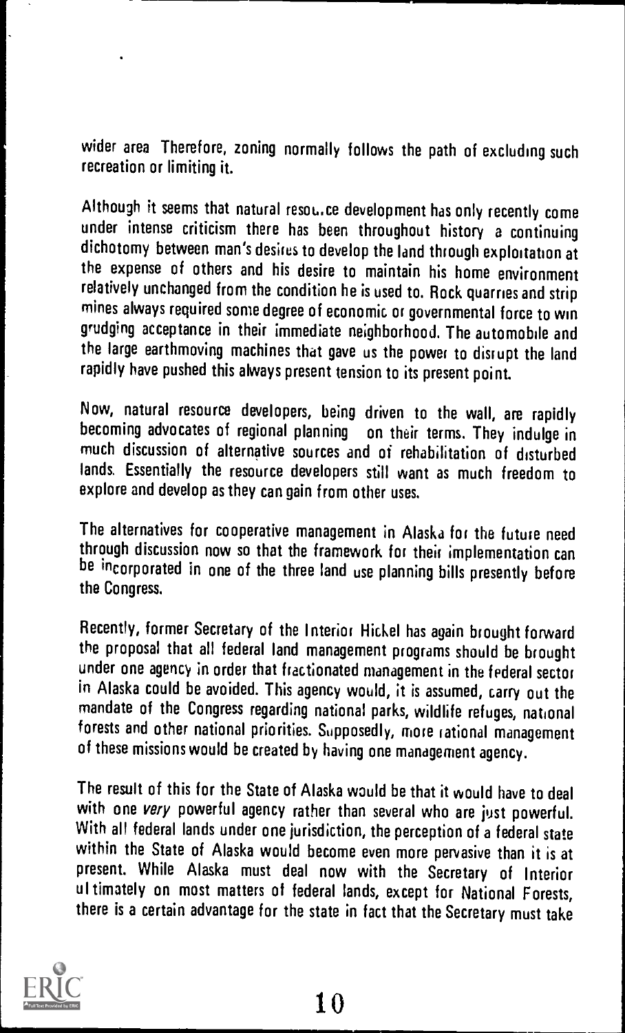wider area Therefore, zoning normally follows the path of excluding such recreation or limiting it.

Although it seems that natural resource development has only recently come under intense criticism there has been throughout history a continuing dichotomy between man's desires to develop the land through exploitation at the expense of others and his desire to maintain his home environment relatively unchanged from the condition he is used to. Rock quarries and strip mines always required some degree of economic or governmental force to win grudging acceptance in their immediate neighborhood. The automobile and the large earthmoving machines that gave us the power to disrupt the land rapidly have pushed this always present tension to its present point.

Now, natural resource developers, being driven to the wall, are rapidly becoming advocates of regional planning on their terms. They indulge in much discussion of alternative sources and of rehabilitation of disturbed lands. Essentially the resource developers still want as much freedom to explore and develop as they can gain from other uses.

The alternatives for cooperative management in Alaska for the future need through discussion now so that the framework for their implementation can be incorporated in one of the three land use planning bills presently before the Congress.

Recently, former Secretary of the Interior Hickel has again brought forward the proposal that all federal land management programs should be brought under one agency in order that fractionated management in the federal sector in Alaska could be avoided. This agency would, it is assumed, carry out the mandate of the Congress regarding national parks, wildlife refuges, national forests and other national priorities. Supposedly, more rational management of these missions would be created by having one management agency.

The result of this for the State of Alaska would be that it would have to deal with one *very* powerful agency rather than several who are just powerful. With all federal lands under one jurisdiction, the perception of a federal state within the State of Alaska would become even more pervasive than it is at present. While Alaska must deal now with the Secretary of Interior ultimately on most matters of federal lands, except for National Forests, there is a certain advantage for the state in fact that the Secretary must take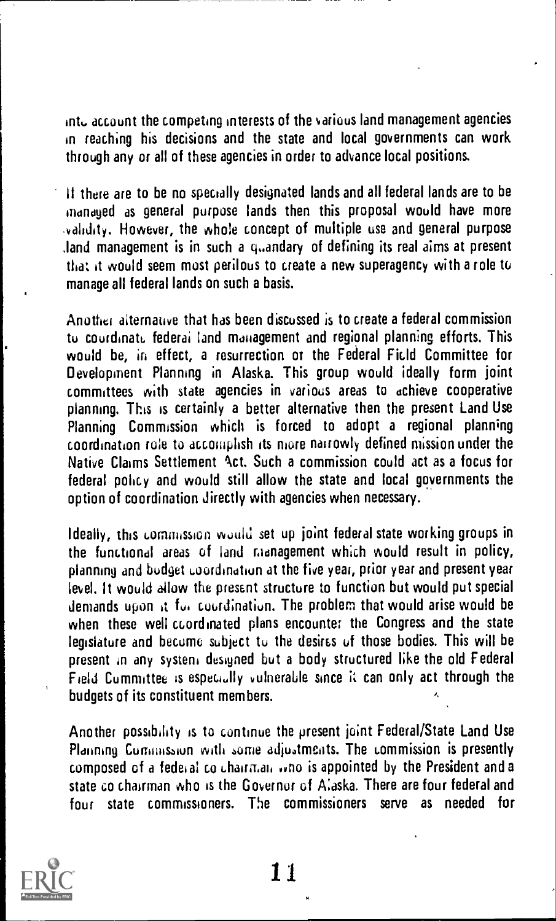into account the competing interests of the various land management agencies in reaching his decisions and the state and local governments can work through any or all of these agencies in order to advance local positions.

If there are to be no specially designated lands and all federal lands are to be managed as general purpose lands then this proposal would have more validity. However, the whole concept of multiple use and general purpose land management is in such a quandary of defining its real aims at present that it would seem most perilous to create a new superagency with a role to manage all federal lands on such a basis.

Another alternative that has been discussed is to create a federal commission to coordinate federal land management and regional planning efforts. This would be, in effect, a resurrection of the Federal Field Committee for Development Planning in Alaska. This group would ideally form joint committees with state agencies in various areas to achieve cooperative planning. This is certainly a better alternative then the present Land Use Planning Commission which is forced to adopt a regional planning coordination role to accomplish its more narrowly defined mission under the Native Claims Settlement Act. Such a commission could act as a focus for federal policy and would still allow the state and local governments the option of coordination directly with agencies when necessary.

Ideally, this commission would set up joint federal state working groups in the functional areas of land management which would result in policy, planning and budget coordination at the five year, prior year and present year level. It would allow the present structure to function but would put special demands upon it for coordination. The problem that would arise would be when these well coordinated plans encounter the Congress and the state legislature and become subject to the desires of those bodies. This will be present in any system designed but a body structured like the old Federal Field Committee is especially vulnerable since it can only act through the budgets of its constituent members.

Another possibility is to continue the present joint Federal/State Land Use Planning Commission with some adjustments. The commission is presently composed of a federal co chairman who is appointed by the President and a state co chairman who is the Governor of Alaska. There are four federal and four state commissioners. The commissioners serve as needed for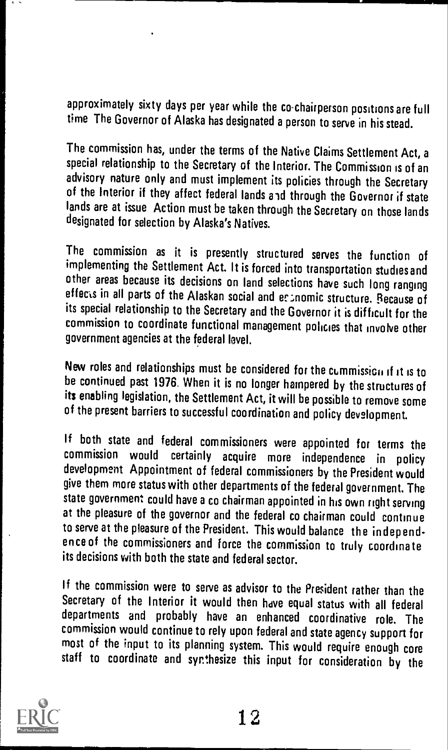approximately sixty days per year while the co-chairperson positions are full time The Governor of Alaska has designated a person to serve in his stead.

The commission has, under the terms of the Native Claims Settlement Act, a special relationship to the Secretary of the Interior. The Commission is of an advisory nature only and must implement its policies through the Secretary of the Interior if they affect federal lands and through the Governor if state lands are at issue Action must be taken through the Secretary on those lands designated for selection by Alaska's Natives.

The commission as it is presently structured serves the function of implementing the Settlement Act. It is forced into transportation studies and other areas because its decisions on land selections have such long ranging effects in all parts of the Alaskan social and economic structure. Because of its special relationship to the Secretary and the Governor it is difficult for the commission to coordinate functional management policies that involve other government agencies at the federal level.

New roles and relationships must be considered for the commission if it is to be continued past 1976. When it is no longer hampered by the structures of its enabling legislation, the Settlement Act, it will be possible to remove some of the present barriers to successful coordination and policy development.

If both state and federal commissioners were appointed for terms the commission would certainly acquire more independence in policy development Appointment of federal commissioners by the President would give them more status with other departments of the federal government. The state government could have a co chairman appointed in his own right serving at the pleasure of the governor and the federal co chairman could continue to serve at the pleasure of the President. This would balance the independence of the commissioners and force the commission to truly coordinate its decisions with both the state and federal sector.

If the commission were to serve as advisor to the President rather than the Secretary of the Interior it would then have equal status with all federal departments and probably have an enhanced coordinative role. The commission would continue to rely upon federal and state agency support for most of the input to its planning system. This would require enough core staff to coordinate and synthesize this input for consideration by the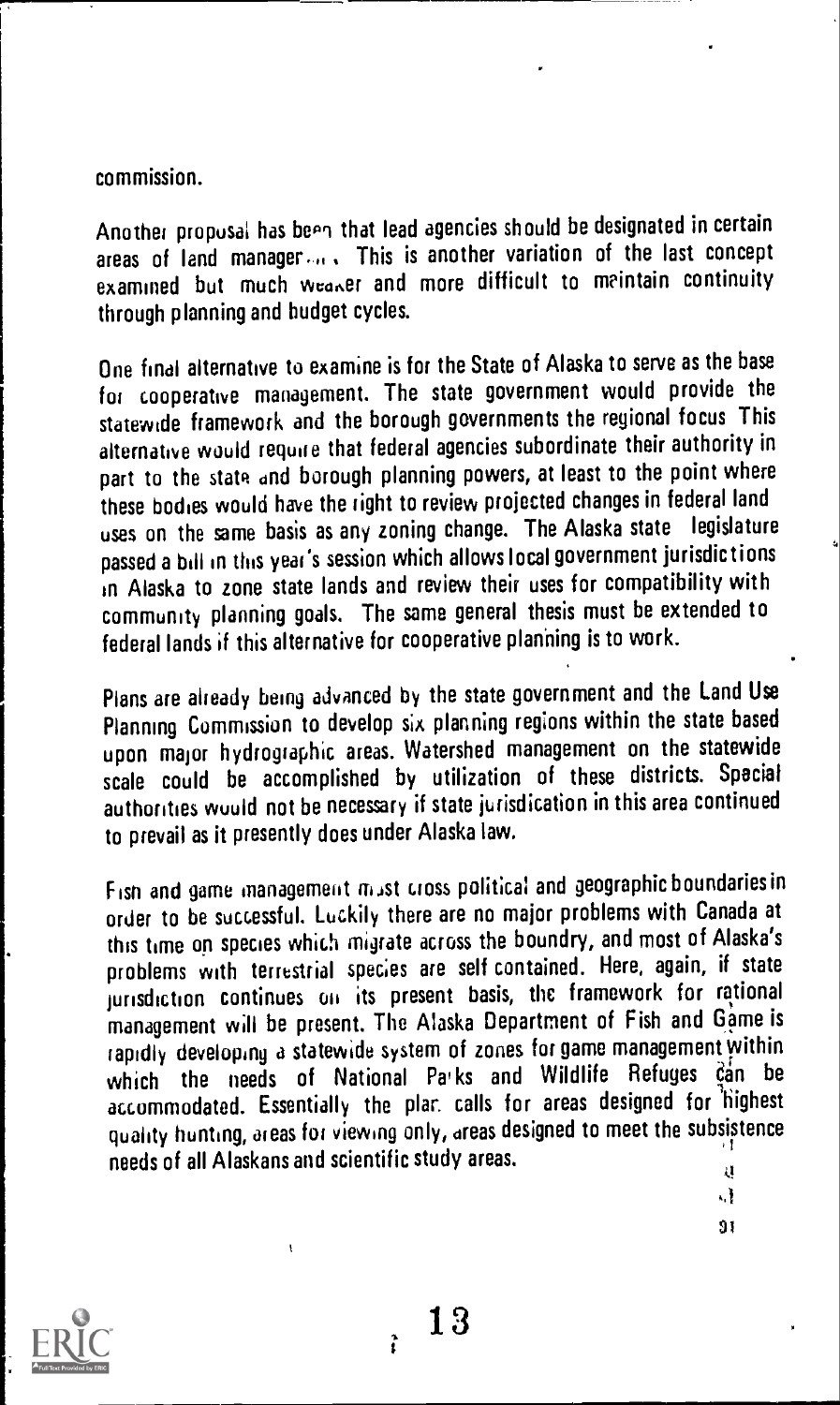commission.

Another proposal has been that lead agencies should be designated in certain areas of land management. This is another variation of the last concept examined but much weaker and more difficult to maintain continuity through planning and budget cycles.

One final alternative to examine is for the State of Alaska to serve as the base for cooperative management. The state government would provide the statewide framework and the borough governments the regional focus. This alternative would require that federal agencies subordinate their authority in part to the state and borough planning powers, at least to the point where these bodies would have the right to review projected changes in federal land uses on the same basis as any zoning change. The Alaska state legislature passed a bill in this year's session which allows local government jurisdictions in Alaska to zone state lands and review their uses for compatibility with community planning goals. The same general thesis must be extended to federal lands if this alternative for cooperative planning is to work.

Plans are already being advanced by the state government and the Land Use Planning Commission to develop six planning regions within the state based upon major hydrographic areas. Watershed management on the statewide scale could be accomplished by utilization of these districts. Special authorities would not be necessary if state jurisdiction in this area continued to prevail as it presently does under Alaska law.

Fish and game management must cross political and geographic boundaries in order to be successful. Luckily there are no major problems with Canada at this time on species which migrate across the boundry, and most of Alaska's problems with terrestrial species are self contained. Here, again, if state jurisdiction continues on its present basis, the framework for rational management will be present. The Alaska Department of Fish and Game is rapidly developing a statewide system of zones for game management within which the needs of National Parks and Wildlife Refuges can be accommodated. Essentially the plan calls for areas designed for highest quality hunting, areas for viewing only, areas designed to meet the subsistence needs of all Alaskans and scientific study areas.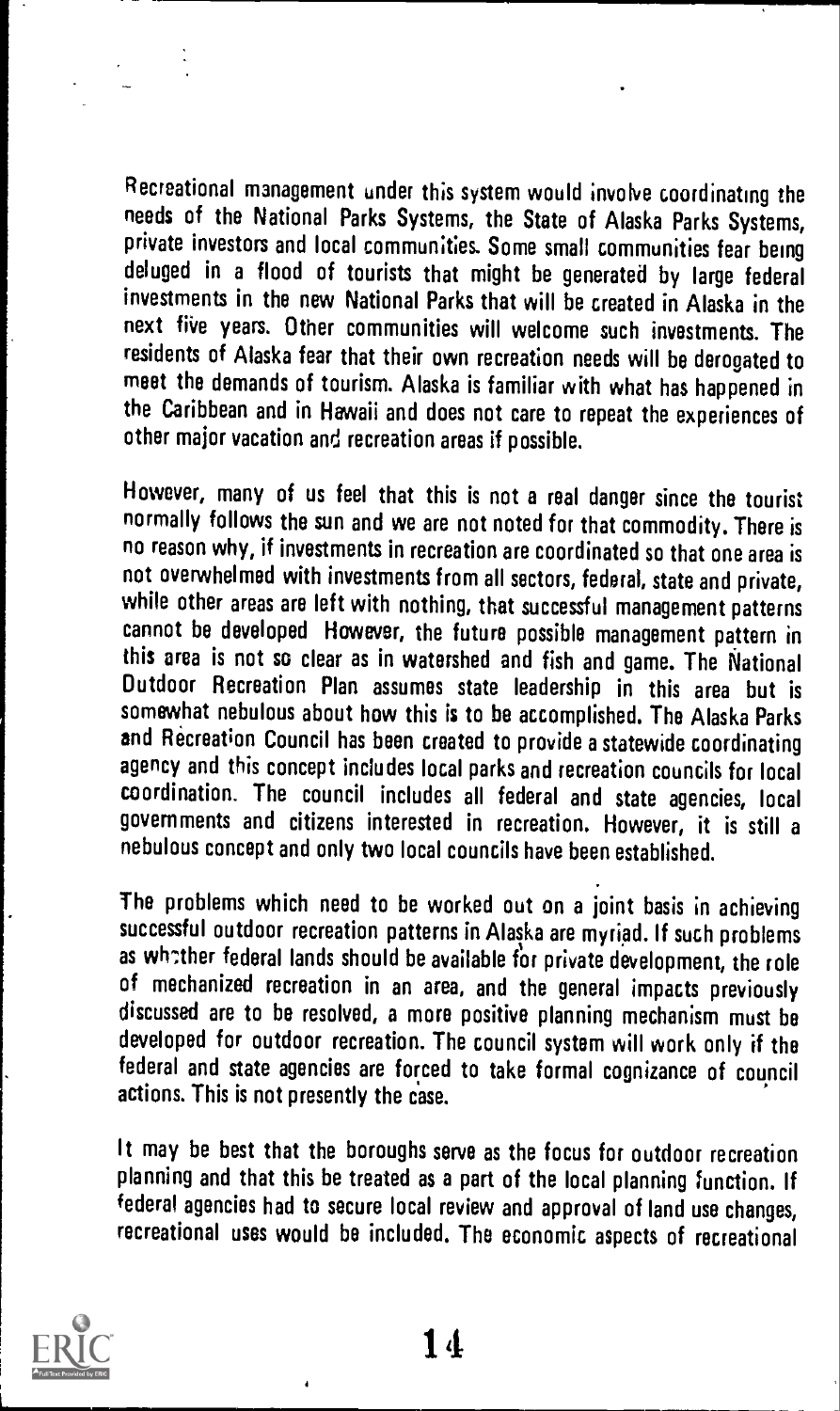Recreational management under this system would involve coordinating the needs of the National Parks Systems, the State of Alaska Parks Systems, private investors and local communities. Some small communities fear being deluged in a flood of tourists that might be generated by large federal investments in the new National Parks that will be created in Alaska in the next five years. Other communities will welcome such investments. The residents of Alaska fear that their own recreation needs will be derogated to meet the demands of tourism. Alaska is familiar with what has happened in the Caribbean and in Hawaii and does not care to repeat the experiences of other major vacation and recreation areas if possible.

However, many of us feel that this is not a real danger since the tourist normally follows the sun and we are not noted for that commodity. There is no reason why, if investments in recreation are coordinated so that one area is not overwhelmed with investments from all sectors, federal, state and private, while other areas are left with nothing, that successful management patterns cannot be developed However, the future possible management pattern in this area is not so clear as in watershed and fish and game. The National Outdoor Recreation Plan assumes state leadership in this area but is somewhat nebulous about how this is to be accomplished. The Alaska Parks and Recreation Council has been created to provide a statewide coordinating agency and this concept includes local parks and recreation councils for local coordination. The council includes all federal and state agencies, local governments and citizens interested in recreation. However, it is still a nebulous concept and only two local councils have been established.

The problems which need to be worked out on a joint basis in achieving successful outdoor recreation patterns in Alaska are myriad. If such problems as whether federal lands should be available for private development, the role of mechanized recreation in an area, and the general impacts previously discussed are to be resolved, a more positive planning mechanism must be developed for outdoor recreation. The council system will work only if the federal and state agencies are forced to take formal cognizance of council actions. This is not presently the case.

It may be best that the boroughs serve as the focus for outdoor recreation planning and that this be treated as a part of the local planning function. If federal agencies had to secure local review and approval of land use changes, recreational uses would be included. The economic aspects of recreational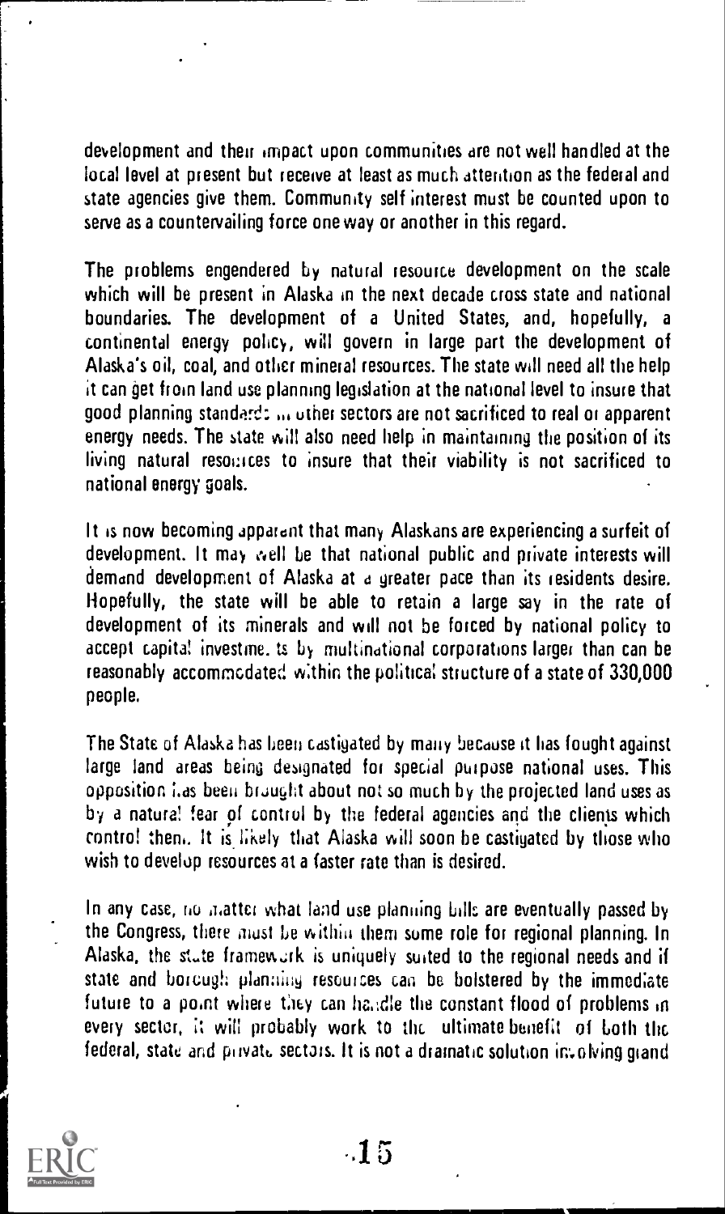development and their impact upon communities are not well handled at the local level at present but receive at least as much attention as the federal and state agencies give them. Community self interest must be counted upon to serve as a countervailing force one way or another in this regard.

The problems engendered by natural resource development on the scale which will be present in Alaska in the next decade cross state and national boundaries. The development of a United States, and, hopefully, a continental energy policy, will govern in large part the development of Alaska's oil, coal, and other mineral resources. The state will need all the help it can get from land use planning legislation at the national level to insure that good planning standards in other sectors are not sacrificed to real or apparent energy needs. The state will also need help in maintaining the position of its living natural resources to insure that their viability is not sacrificed to national energy goals.

It is now becoming apparent that many Alaskans are experiencing a surfeit of development. It may well be that national public and private interests will demand development of Alaska at a greater pace than its residents desire. Hopefully, the state will be able to retain a large say in the rate of development of its minerals and will not be forced by national policy to accept capital investments by multinational corporations larger than can be reasonably accommodated within the political structure of a state of 330,000 people.

The State of Alaska has been castigated by many because it has fought against large land areas being designated for special purpose national uses. This opposition has been brought about not so much by the projected land uses as by a natural fear of control by the federal agencies and the clients which control them. It is likely that Alaska will soon be castigated by those who wish to develop resources at a faster rate than is desired.

In any case, no matter what land use planning bills are eventually passed by the Congress, there must be within them some role for regional planning. In Alaska, the state framework is uniquely suited to the regional needs and if state and borough planning resources can be bolstered by the immediate future to a point where they can handle the constant flood of problems in every sector, it will probably work to the ultimate benefit of both the federal, state and private sectors. It is not a dramatic solution involving grand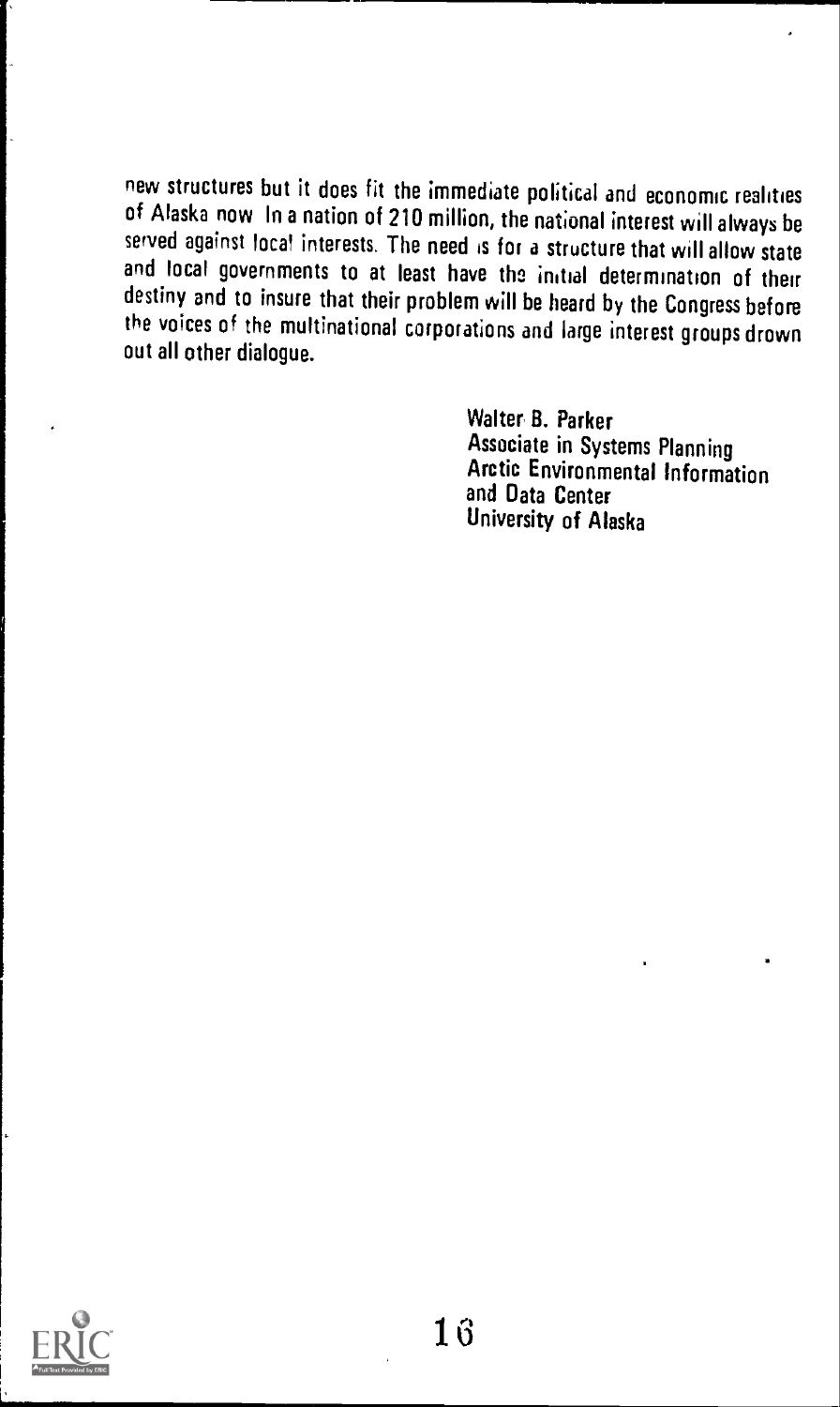new structures but it does fit the immediate political and economic realities of Alaska now In a nation of 210 million, the national interest will always be served against local interests. The need is for a structure that will allow state and local governments to at least have the initial determination of their destiny and to insure that their problem will be heard by the Congress before the voices of the multinational corporations and large interest groups drown out all other dialogue.

Walter B. Parker
Associate in Systems Planning
Arctic Environmental Information and Data Center
University of Alaska